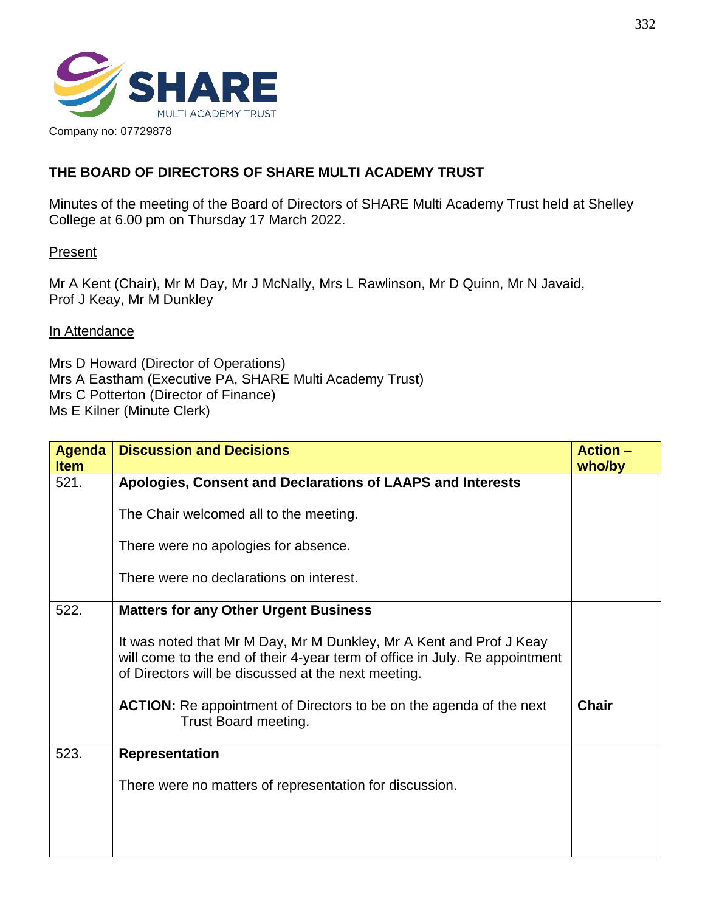SHARE
MULTI ACADEMY TRUST

Company no: 07729878

## THE BOARD OF DIRECTORS OF SHARE MULTI ACADEMY TRUST

Minutes of the meeting of the Board of Directors of SHARE Multi Academy Trust held at Shelley College at 6.00 pm on Thursday 17 March 2022.

Present

Mr A Kent (Chair), Mr M Day, Mr J McNally, Mrs L Rawlinson, Mr D Quinn, Mr N Javaid, Prof J Keay, Mr M Dunkley

In Attendance

Mrs D Howard (Director of Operations)
Mrs A Eastham (Executive PA, SHARE Multi Academy Trust)
Mrs C Potterton (Director of Finance)
Ms E Kilner (Minute Clerk)

| Agenda Item | Discussion and Decisions | Action – who/by |
|---|---|---|
| 521. | **Apologies, Consent and Declarations of LAAPS and Interests**<br><br>The Chair welcomed all to the meeting.<br><br>There were no apologies for absence.<br><br>There were no declarations on interest. | |
| 522. | **Matters for any Other Urgent Business**<br><br>It was noted that Mr M Day, Mr M Dunkley, Mr A Kent and Prof J Keay will come to the end of their 4-year term of office in July. Re appointment of Directors will be discussed at the next meeting.<br><br>**ACTION:** Re appointment of Directors to be on the agenda of the next Trust Board meeting. | **Chair** |
| 523. | **Representation**<br><br>There were no matters of representation for discussion. | |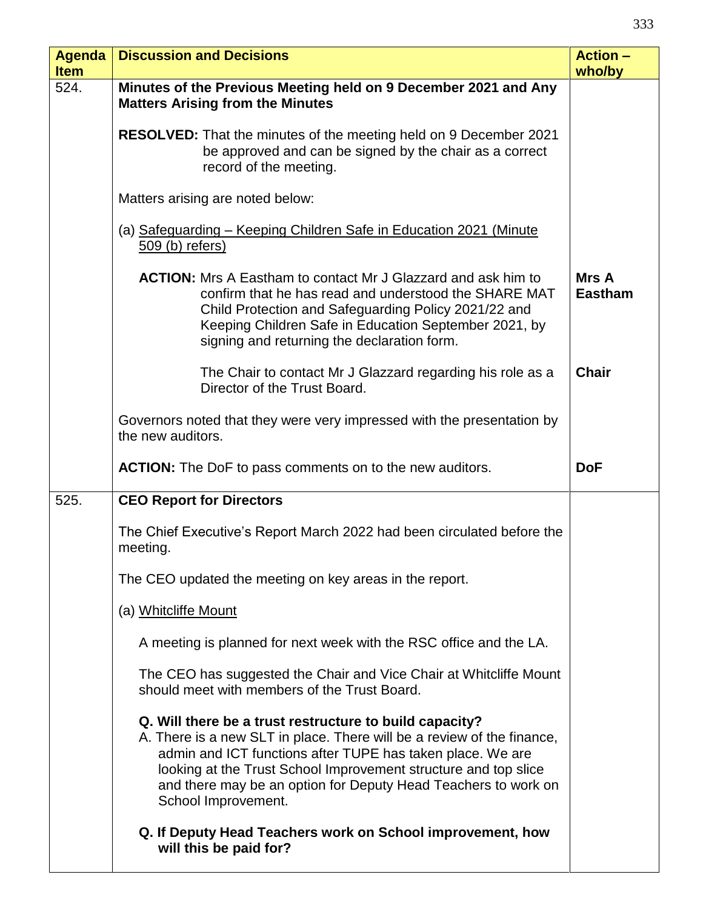| Agenda Item | Discussion and Decisions | Action – who/by |
|---|---|---|
| 524. | **Minutes of the Previous Meeting held on 9 December 2021 and Any Matters Arising from the Minutes**<br><br>**RESOLVED:** That the minutes of the meeting held on 9 December 2021 be approved and can be signed by the chair as a correct record of the meeting.<br><br>Matters arising are noted below:<br><br>(a) Safeguarding – Keeping Children Safe in Education 2021 (Minute 509 (b) refers)<br><br>**ACTION:** Mrs A Eastham to contact Mr J Glazzard and ask him to confirm that he has read and understood the SHARE MAT Child Protection and Safeguarding Policy 2021/22 and Keeping Children Safe in Education September 2021, by signing and returning the declaration form. | **Mrs A Eastham** |
| | The Chair to contact Mr J Glazzard regarding his role as a Director of the Trust Board. | **Chair** |
| | Governors noted that they were very impressed with the presentation by the new auditors. | |
| | **ACTION:** The DoF to pass comments on to the new auditors. | **DoF** |
| 525. | **CEO Report for Directors**<br><br>The Chief Executive's Report March 2022 had been circulated before the meeting.<br><br>The CEO updated the meeting on key areas in the report.<br><br>(a) Whitcliffe Mount<br><br>A meeting is planned for next week with the RSC office and the LA.<br><br>The CEO has suggested the Chair and Vice Chair at Whitcliffe Mount should meet with members of the Trust Board.<br><br>**Q. Will there be a trust restructure to build capacity?**<br>A. There is a new SLT in place. There will be a review of the finance, admin and ICT functions after TUPE has taken place. We are looking at the Trust School Improvement structure and top slice and there may be an option for Deputy Head Teachers to work on School Improvement.<br><br>**Q. If Deputy Head Teachers work on School improvement, how will this be paid for?** | |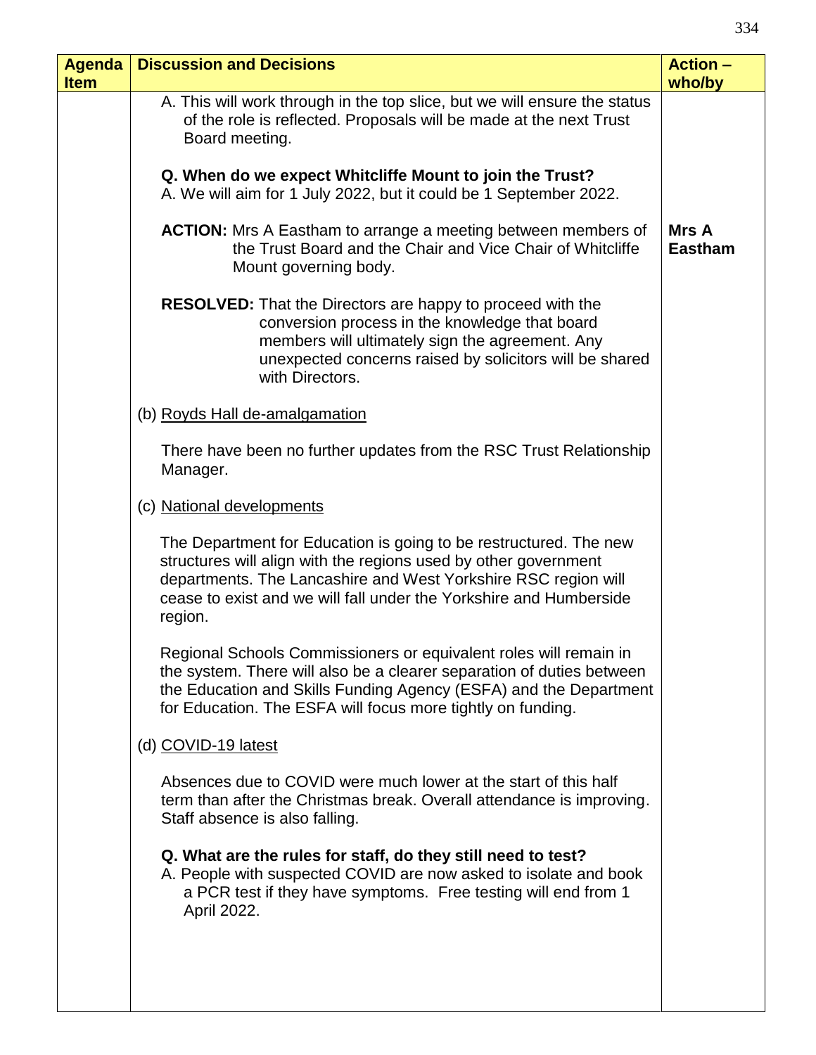| Agenda Item | Discussion and Decisions | Action – who/by |
|---|---|---|
| | A. This will work through in the top slice, but we will ensure the status of the role is reflected. Proposals will be made at the next Trust Board meeting.<br><br>**Q. When do we expect Whitcliffe Mount to join the Trust?**<br>A. We will aim for 1 July 2022, but it could be 1 September 2022.<br><br>**ACTION:** Mrs A Eastham to arrange a meeting between members of the Trust Board and the Chair and Vice Chair of Whitcliffe Mount governing body. | **Mrs A Eastham** |
| | **RESOLVED:** That the Directors are happy to proceed with the conversion process in the knowledge that board members will ultimately sign the agreement. Any unexpected concerns raised by solicitors will be shared with Directors.<br><br>(b) Royds Hall de-amalgamation<br><br>There have been no further updates from the RSC Trust Relationship Manager.<br><br>(c) National developments<br><br>The Department for Education is going to be restructured. The new structures will align with the regions used by other government departments. The Lancashire and West Yorkshire RSC region will cease to exist and we will fall under the Yorkshire and Humberside region.<br><br>Regional Schools Commissioners or equivalent roles will remain in the system. There will also be a clearer separation of duties between the Education and Skills Funding Agency (ESFA) and the Department for Education. The ESFA will focus more tightly on funding.<br><br>(d) COVID-19 latest<br><br>Absences due to COVID were much lower at the start of this half term than after the Christmas break. Overall attendance is improving. Staff absence is also falling.<br><br>**Q. What are the rules for staff, do they still need to test?**<br>A. People with suspected COVID are now asked to isolate and book a PCR test if they have symptoms. Free testing will end from 1 April 2022. | |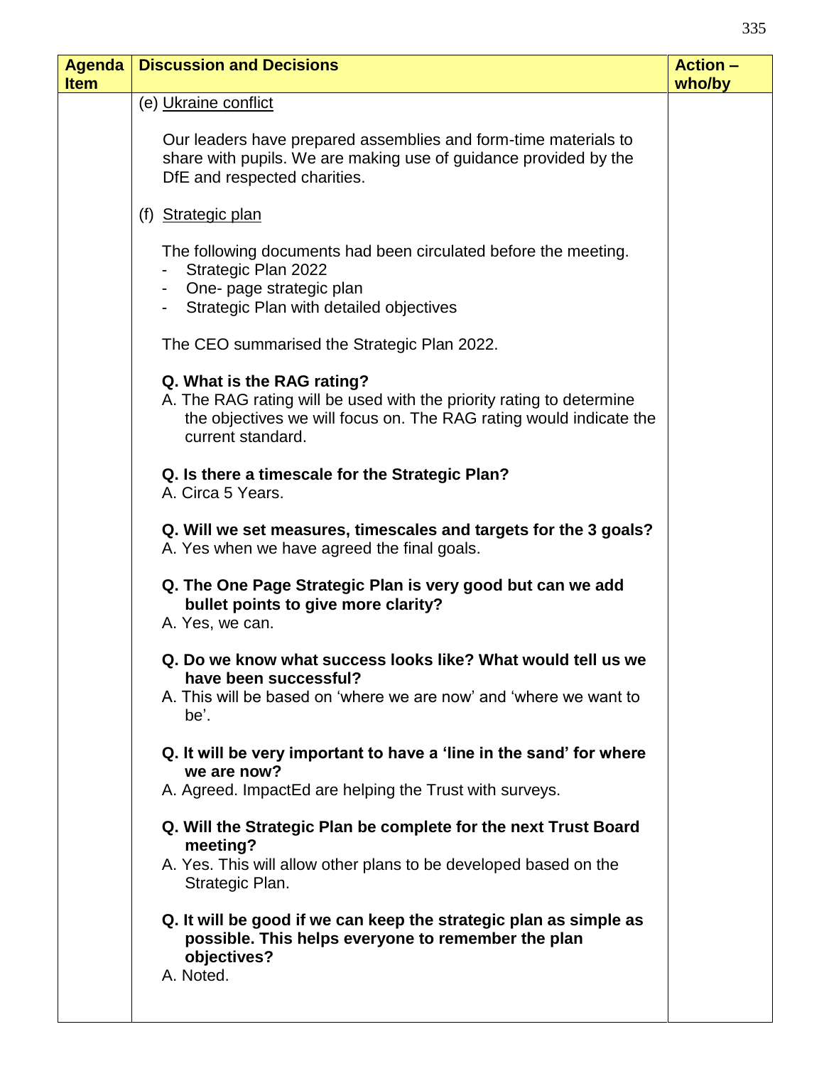| Agenda Item | Discussion and Decisions | Action – who/by |
|---|---|---|
| | (e) Ukraine conflict<br><br>Our leaders have prepared assemblies and form-time materials to share with pupils. We are making use of guidance provided by the DfE and respected charities.<br><br>(f) Strategic plan<br><br>The following documents had been circulated before the meeting.<br>- Strategic Plan 2022<br>- One- page strategic plan<br>- Strategic Plan with detailed objectives<br><br>The CEO summarised the Strategic Plan 2022.<br><br>**Q. What is the RAG rating?**<br>A. The RAG rating will be used with the priority rating to determine the objectives we will focus on. The RAG rating would indicate the current standard.<br><br>**Q. Is there a timescale for the Strategic Plan?**<br>A. Circa 5 Years.<br><br>**Q. Will we set measures, timescales and targets for the 3 goals?**<br>A. Yes when we have agreed the final goals.<br><br>**Q. The One Page Strategic Plan is very good but can we add bullet points to give more clarity?**<br>A. Yes, we can.<br><br>**Q. Do we know what success looks like? What would tell us we have been successful?**<br>A. This will be based on 'where we are now' and 'where we want to be'.<br><br>**Q. It will be very important to have a 'line in the sand' for where we are now?**<br>A. Agreed. ImpactEd are helping the Trust with surveys.<br><br>**Q. Will the Strategic Plan be complete for the next Trust Board meeting?**<br>A. Yes. This will allow other plans to be developed based on the Strategic Plan.<br><br>**Q. It will be good if we can keep the strategic plan as simple as possible. This helps everyone to remember the plan objectives?**<br>A. Noted. | |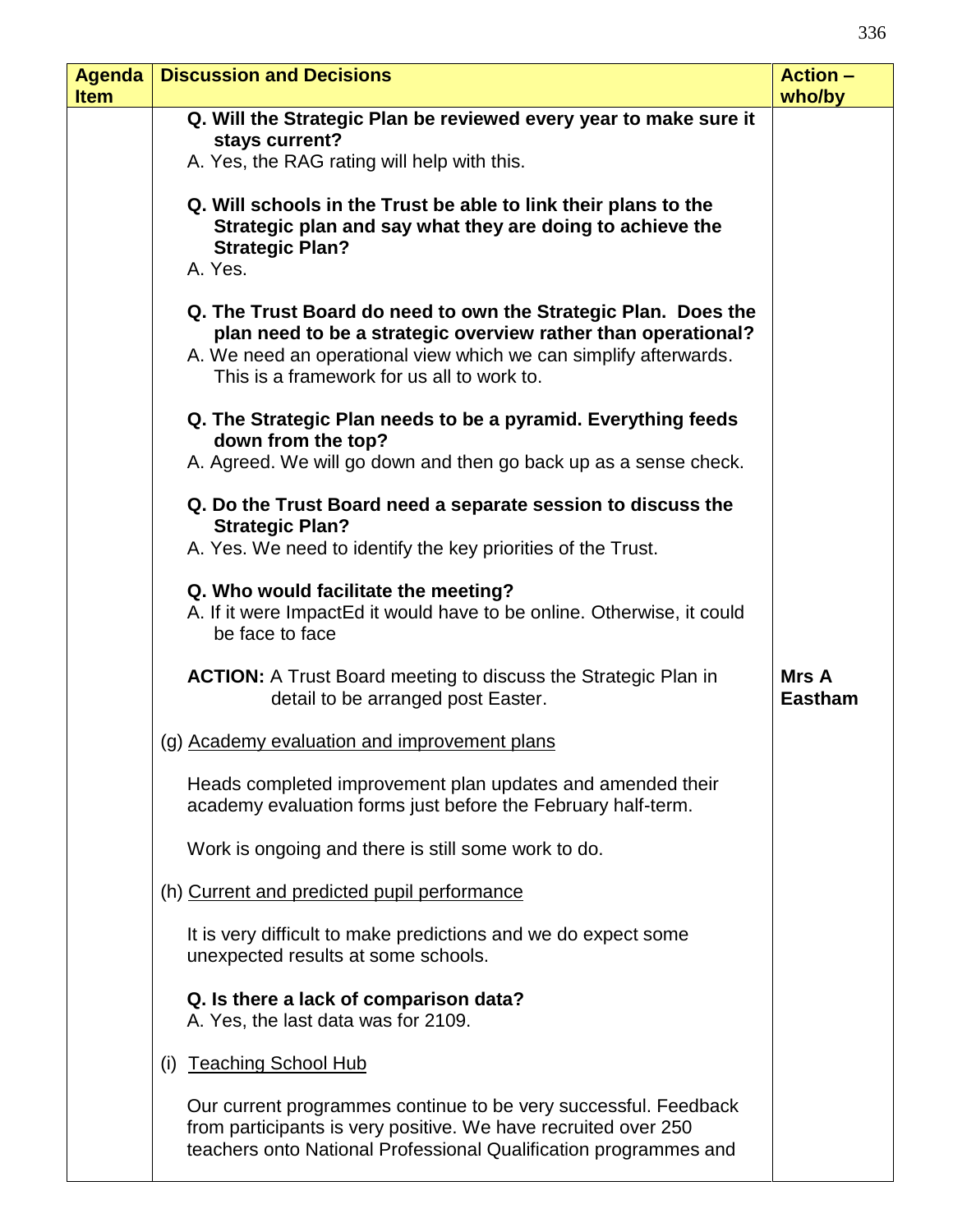| Agenda Item | Discussion and Decisions | Action – who/by |
| --- | --- | --- |
| | **Q. Will the Strategic Plan be reviewed every year to make sure it stays current?** A. Yes, the RAG rating will help with this. | |
| | **Q. Will schools in the Trust be able to link their plans to the Strategic plan and say what they are doing to achieve the Strategic Plan?** A. Yes. | |
| | **Q. The Trust Board do need to own the Strategic Plan. Does the plan need to be a strategic overview rather than operational?** A. We need an operational view which we can simplify afterwards. This is a framework for us all to work to. | |
| | **Q. The Strategic Plan needs to be a pyramid. Everything feeds down from the top?** A. Agreed. We will go down and then go back up as a sense check. | |
| | **Q. Do the Trust Board need a separate session to discuss the Strategic Plan?** A. Yes. We need to identify the key priorities of the Trust. | |
| | **Q. Who would facilitate the meeting?** A. If it were ImpactEd it would have to be online. Otherwise, it could be face to face | |
| | **ACTION:** A Trust Board meeting to discuss the Strategic Plan in detail to be arranged post Easter. | **Mrs A Eastham** |
| | (g) Academy evaluation and improvement plans | |
| | Heads completed improvement plan updates and amended their academy evaluation forms just before the February half-term. | |
| | Work is ongoing and there is still some work to do. | |
| | (h) Current and predicted pupil performance | |
| | It is very difficult to make predictions and we do expect some unexpected results at some schools. | |
| | **Q. Is there a lack of comparison data?** A. Yes, the last data was for 2109. | |
| | (i) Teaching School Hub | |
| | Our current programmes continue to be very successful. Feedback from participants is very positive. We have recruited over 250 teachers onto National Professional Qualification programmes and | |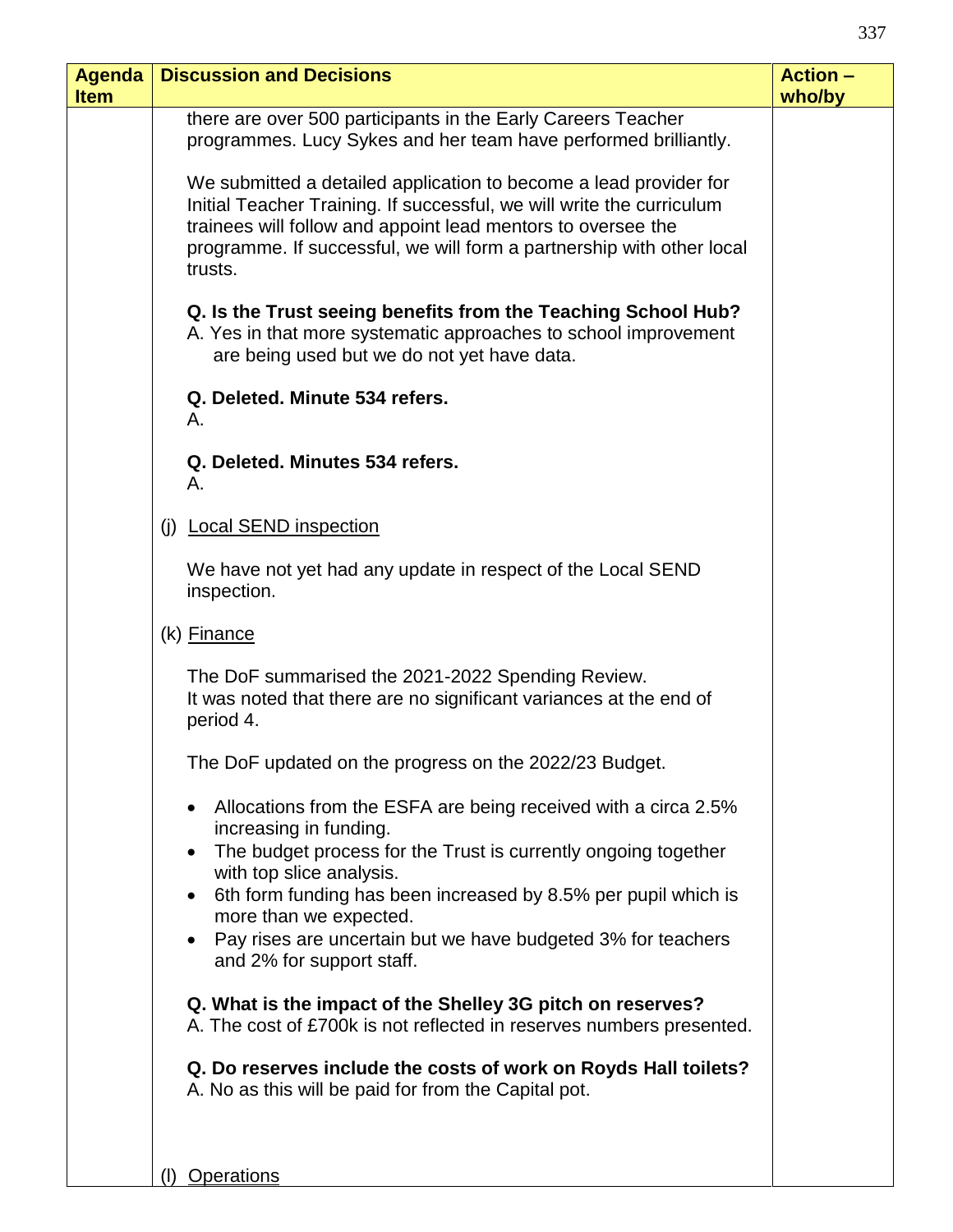| Agenda Item | Discussion and Decisions | Action – who/by |
|---|---|---|
| | there are over 500 participants in the Early Careers Teacher programmes. Lucy Sykes and her team have performed brilliantly.<br><br>We submitted a detailed application to become a lead provider for Initial Teacher Training. If successful, we will write the curriculum trainees will follow and appoint lead mentors to oversee the programme. If successful, we will form a partnership with other local trusts.<br><br>**Q. Is the Trust seeing benefits from the Teaching School Hub?**<br>A. Yes in that more systematic approaches to school improvement are being used but we do not yet have data.<br><br>**Q. Deleted. Minute 534 refers.**<br>A.<br><br>**Q. Deleted. Minutes 534 refers.**<br>A.<br><br>(j) <u>Local SEND inspection</u><br><br>We have not yet had any update in respect of the Local SEND inspection.<br><br>(k) <u>Finance</u><br><br>The DoF summarised the 2021-2022 Spending Review.<br>It was noted that there are no significant variances at the end of period 4.<br><br>The DoF updated on the progress on the 2022/23 Budget.<br><br>• Allocations from the ESFA are being received with a circa 2.5% increasing in funding.<br>• The budget process for the Trust is currently ongoing together with top slice analysis.<br>• 6th form funding has been increased by 8.5% per pupil which is more than we expected.<br>• Pay rises are uncertain but we have budgeted 3% for teachers and 2% for support staff.<br><br>**Q. What is the impact of the Shelley 3G pitch on reserves?**<br>A. The cost of £700k is not reflected in reserves numbers presented.<br><br>**Q. Do reserves include the costs of work on Royds Hall toilets?**<br>A. No as this will be paid for from the Capital pot.<br><br>(l) <u>Operations</u> | |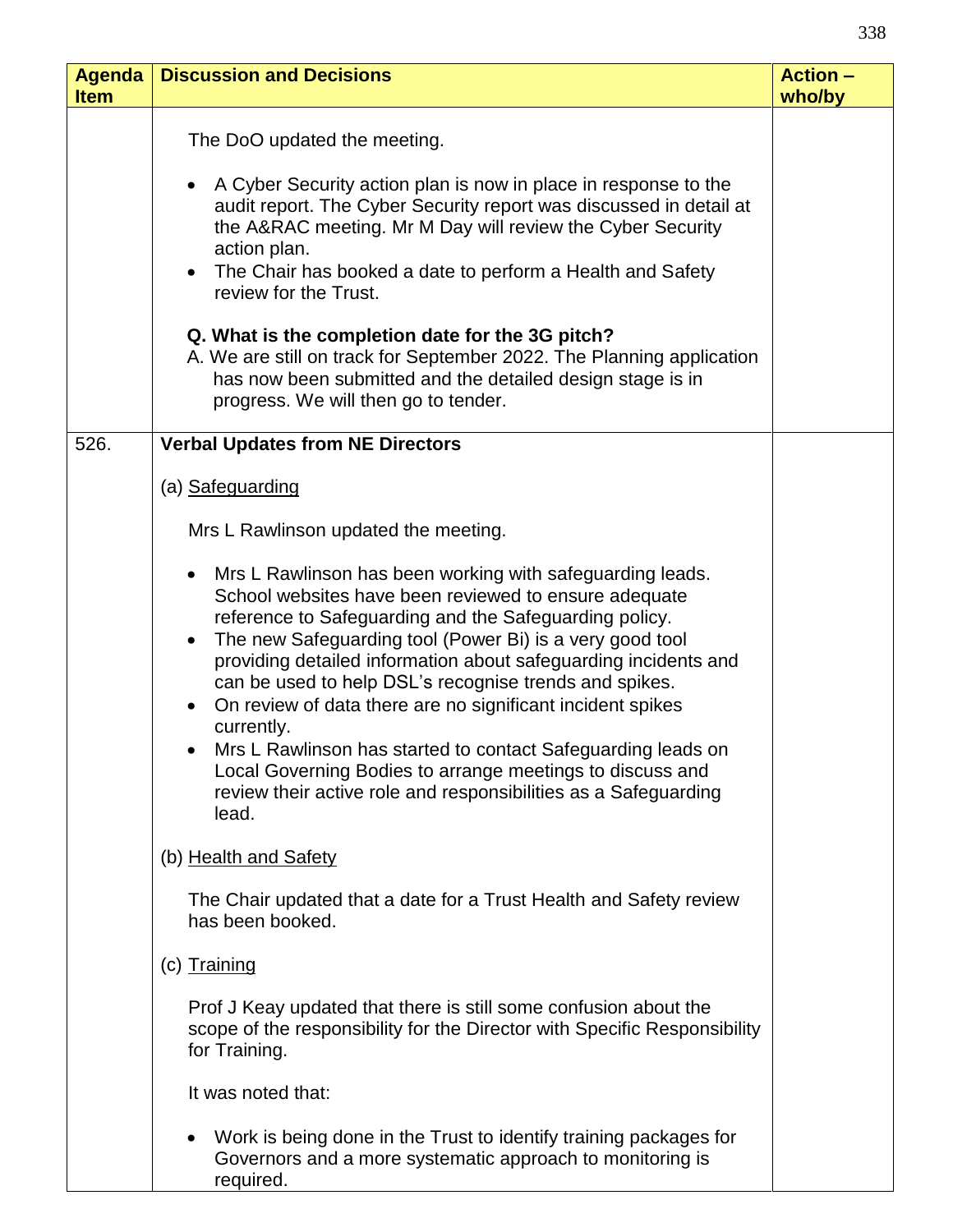| Agenda Item | Discussion and Decisions | Action – who/by |
|---|---|---|
| | The DoO updated the meeting.<br><br>• A Cyber Security action plan is now in place in response to the audit report. The Cyber Security report was discussed in detail at the A&RAC meeting. Mr M Day will review the Cyber Security action plan.<br>• The Chair has booked a date to perform a Health and Safety review for the Trust.<br><br>**Q. What is the completion date for the 3G pitch?**<br>A. We are still on track for September 2022. The Planning application has now been submitted and the detailed design stage is in progress. We will then go to tender. | |
| 526. | **Verbal Updates from NE Directors**<br><br>(a) <u>Safeguarding</u><br><br>Mrs L Rawlinson updated the meeting.<br><br>• Mrs L Rawlinson has been working with safeguarding leads. School websites have been reviewed to ensure adequate reference to Safeguarding and the Safeguarding policy.<br>• The new Safeguarding tool (Power Bi) is a very good tool providing detailed information about safeguarding incidents and can be used to help DSL's recognise trends and spikes.<br>• On review of data there are no significant incident spikes currently.<br>• Mrs L Rawlinson has started to contact Safeguarding leads on Local Governing Bodies to arrange meetings to discuss and review their active role and responsibilities as a Safeguarding lead.<br><br>(b) <u>Health and Safety</u><br><br>The Chair updated that a date for a Trust Health and Safety review has been booked.<br><br>(c) <u>Training</u><br><br>Prof J Keay updated that there is still some confusion about the scope of the responsibility for the Director with Specific Responsibility for Training.<br><br>It was noted that:<br><br>• Work is being done in the Trust to identify training packages for Governors and a more systematic approach to monitoring is required. | |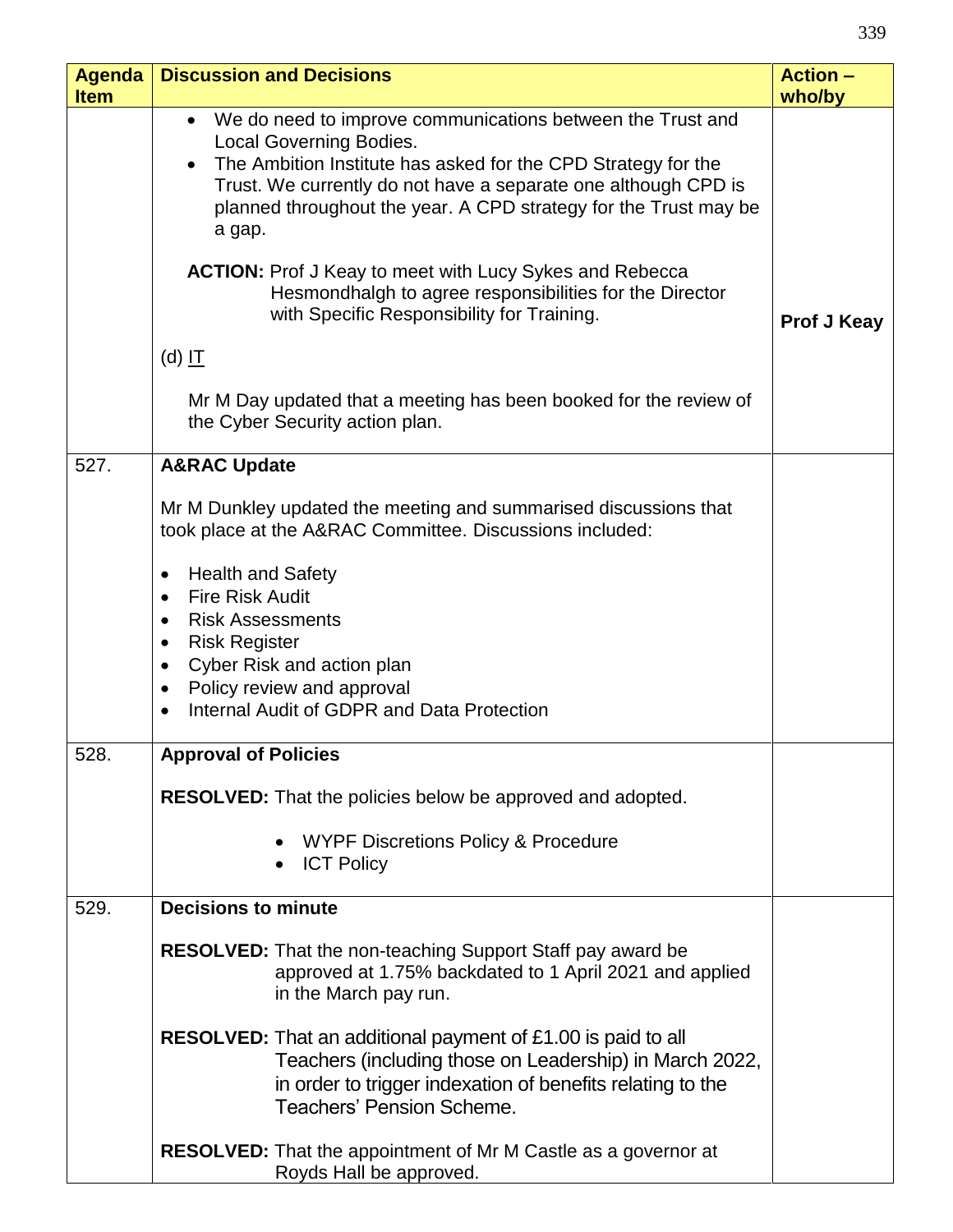| Agenda Item | Discussion and Decisions | Action – who/by |
|---|---|---|
| | • We do need to improve communications between the Trust and Local Governing Bodies.<br>• The Ambition Institute has asked for the CPD Strategy for the Trust. We currently do not have a separate one although CPD is planned throughout the year. A CPD strategy for the Trust may be a gap.<br><br>**ACTION:** Prof J Keay to meet with Lucy Sykes and Rebecca Hesmondhalgh to agree responsibilities for the Director with Specific Responsibility for Training.<br><br>(d) IT<br><br>Mr M Day updated that a meeting has been booked for the review of the Cyber Security action plan. | **Prof J Keay** |
| 527. | **A&RAC Update**<br><br>Mr M Dunkley updated the meeting and summarised discussions that took place at the A&RAC Committee. Discussions included:<br><br>• Health and Safety<br>• Fire Risk Audit<br>• Risk Assessments<br>• Risk Register<br>• Cyber Risk and action plan<br>• Policy review and approval<br>• Internal Audit of GDPR and Data Protection | |
| 528. | **Approval of Policies**<br><br>**RESOLVED:** That the policies below be approved and adopted.<br><br>• WYPF Discretions Policy & Procedure<br>• ICT Policy | |
| 529. | **Decisions to minute**<br><br>**RESOLVED:** That the non-teaching Support Staff pay award be approved at 1.75% backdated to 1 April 2021 and applied in the March pay run.<br><br>**RESOLVED:** That an additional payment of £1.00 is paid to all Teachers (including those on Leadership) in March 2022, in order to trigger indexation of benefits relating to the Teachers' Pension Scheme.<br><br>**RESOLVED:** That the appointment of Mr M Castle as a governor at Royds Hall be approved. | |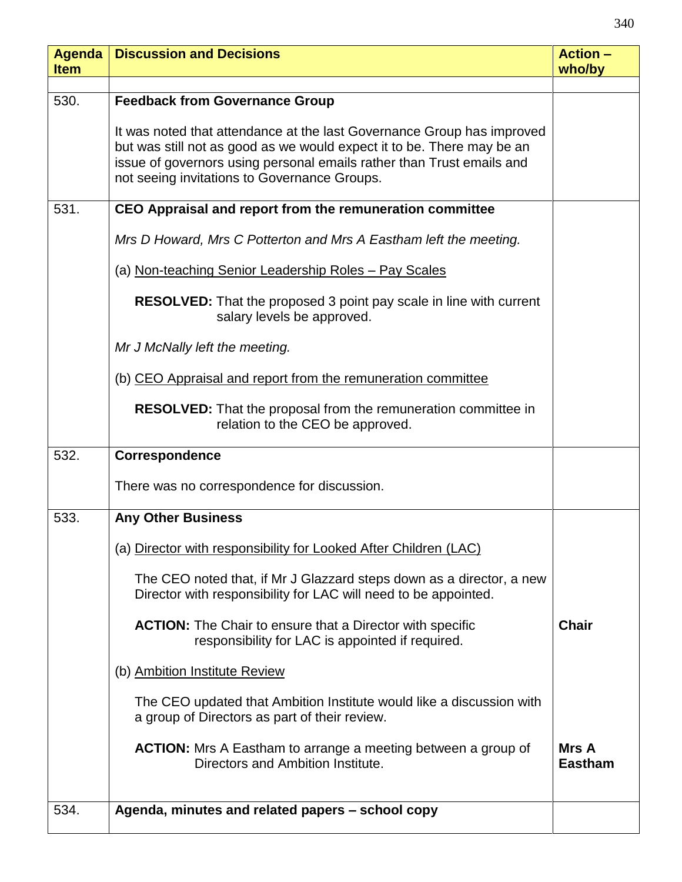| Agenda Item | Discussion and Decisions | Action – who/by |
|---|---|---|
| | | |
| 530. | **Feedback from Governance Group**<br><br>It was noted that attendance at the last Governance Group has improved but was still not as good as we would expect it to be. There may be an issue of governors using personal emails rather than Trust emails and not seeing invitations to Governance Groups. | |
| 531. | **CEO Appraisal and report from the remuneration committee**<br><br>*Mrs D Howard, Mrs C Potterton and Mrs A Eastham left the meeting.*<br><br>(a) Non-teaching Senior Leadership Roles – Pay Scales<br><br>**RESOLVED:** That the proposed 3 point pay scale in line with current salary levels be approved.<br><br>*Mr J McNally left the meeting.*<br><br>(b) CEO Appraisal and report from the remuneration committee<br><br>**RESOLVED:** That the proposal from the remuneration committee in relation to the CEO be approved. | |
| 532. | **Correspondence**<br><br>There was no correspondence for discussion. | |
| 533. | **Any Other Business**<br><br>(a) Director with responsibility for Looked After Children (LAC)<br><br>The CEO noted that, if Mr J Glazzard steps down as a director, a new Director with responsibility for LAC will need to be appointed.<br><br>**ACTION:** The Chair to ensure that a Director with specific responsibility for LAC is appointed if required.<br><br>(b) Ambition Institute Review<br><br>The CEO updated that Ambition Institute would like a discussion with a group of Directors as part of their review.<br><br>**ACTION:** Mrs A Eastham to arrange a meeting between a group of Directors and Ambition Institute. | **Chair**<br><br>**Mrs A Eastham** |
| 534. | **Agenda, minutes and related papers – school copy** | |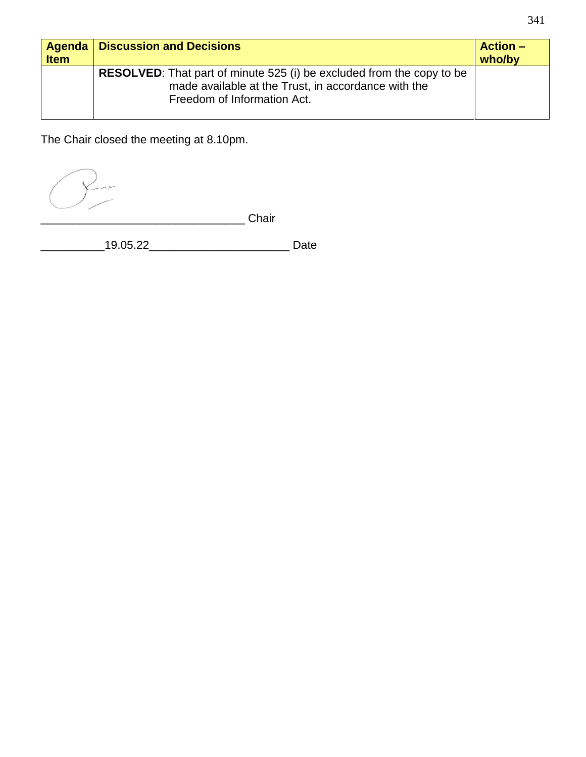| Agenda Item | Discussion and Decisions | Action – who/by |
|---|---|---|
| | **RESOLVED**: That part of minute 525 (i) be excluded from the copy to be made available at the Trust, in accordance with the Freedom of Information Act. | |

The Chair closed the meeting at 8.10pm.

________________________________ Chair

__________19.05.22_____________________ Date